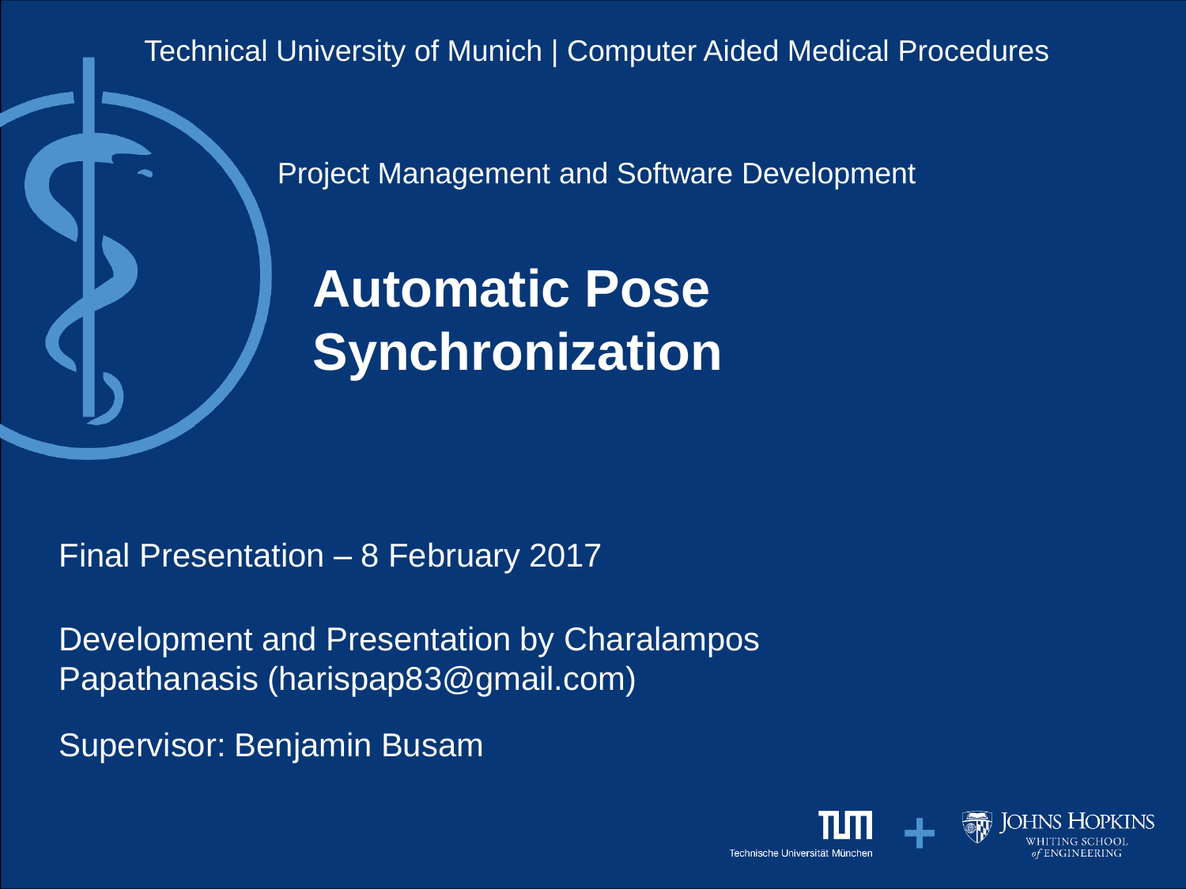Technical University of Munich | Computer Aided Medical Procedures

Project Management and Software Development

# Automatic Pose Synchronization

Final Presentation – 8 February 2017

Development and Presentation by Charalampos Papathanasis (harispap83@gmail.com)

Supervisor: Benjamin Busam

Technische Universität München + Johns Hopkins Whiting School of Engineering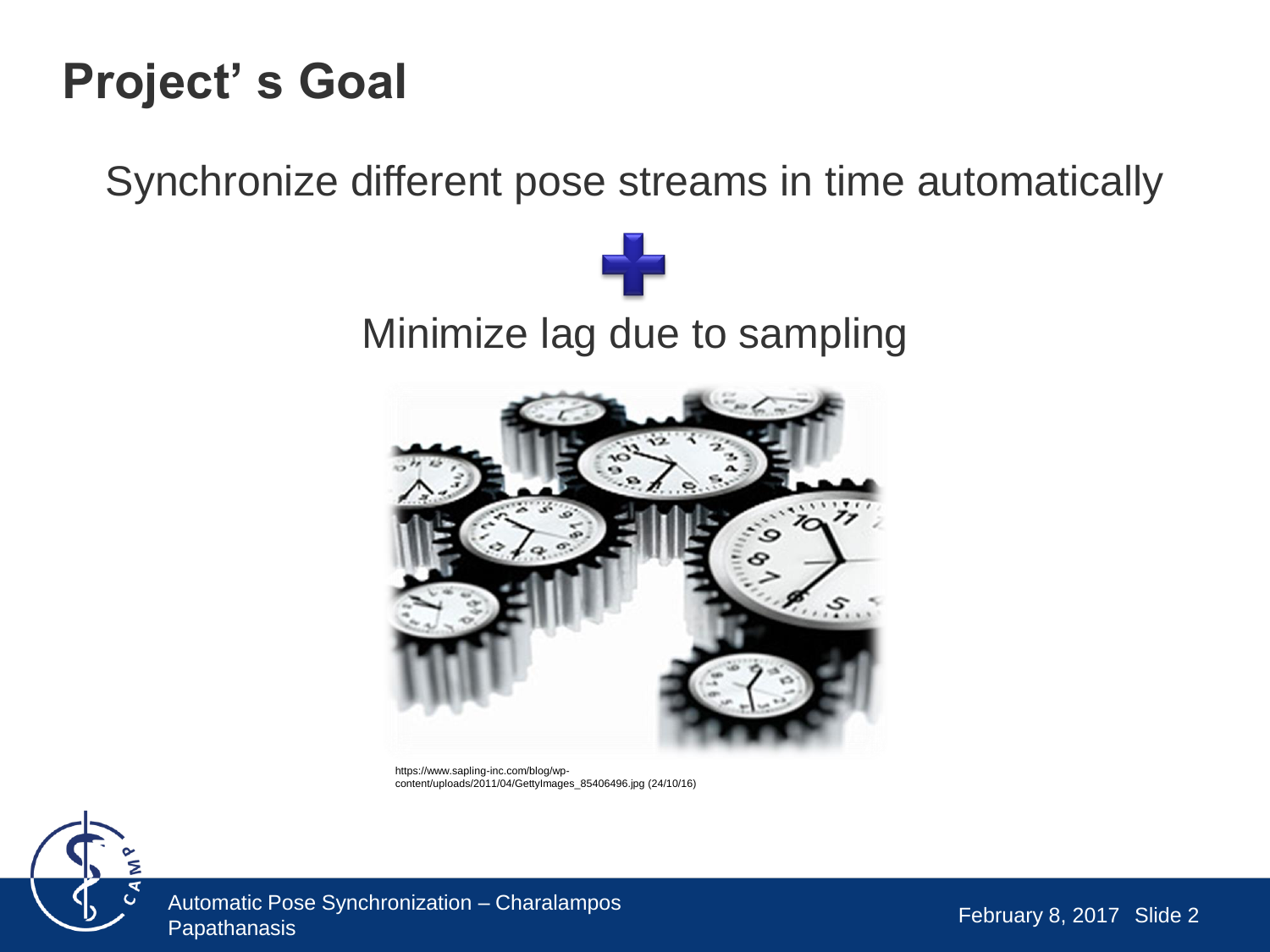# Project' s Goal

Synchronize different pose streams in time automatically

+

Minimize lag due to sampling

https://www.sapling-inc.com/blog/wp-content/uploads/2011/04/GettyImages_85406496.jpg (24/10/16)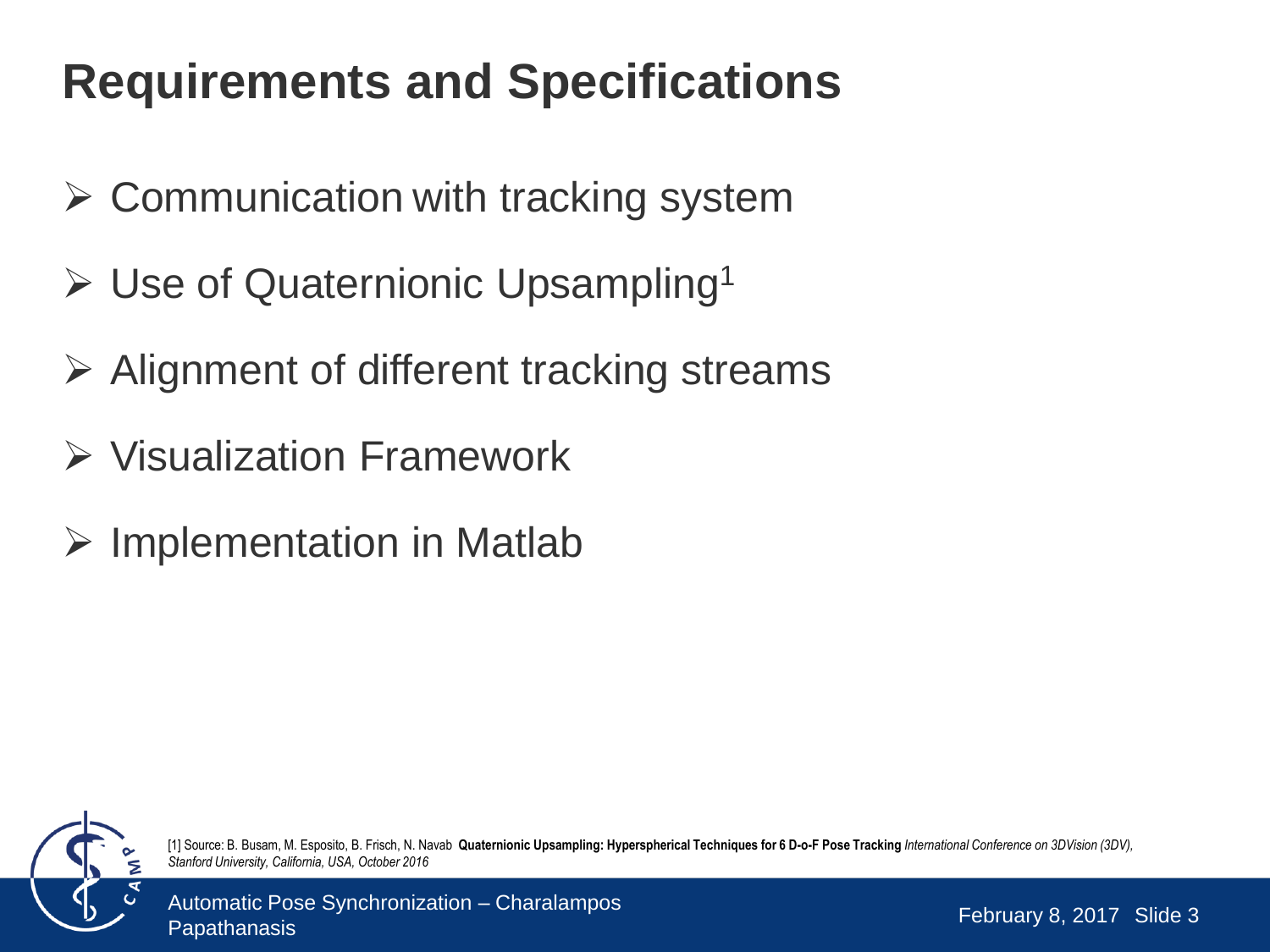# Requirements and Specifications

- Communication with tracking system
- Use of Quaternionic Upsampling[1]
- Alignment of different tracking streams
- Visualization Framework
- Implementation in Matlab

[1] Source: B. Busam, M. Esposito, B. Frisch, N. Navab **Quaternionic Upsampling: Hyperspherical Techniques for 6 D-o-F Pose Tracking** *International Conference on 3DVision (3DV), Stanford University, California, USA, October 2016*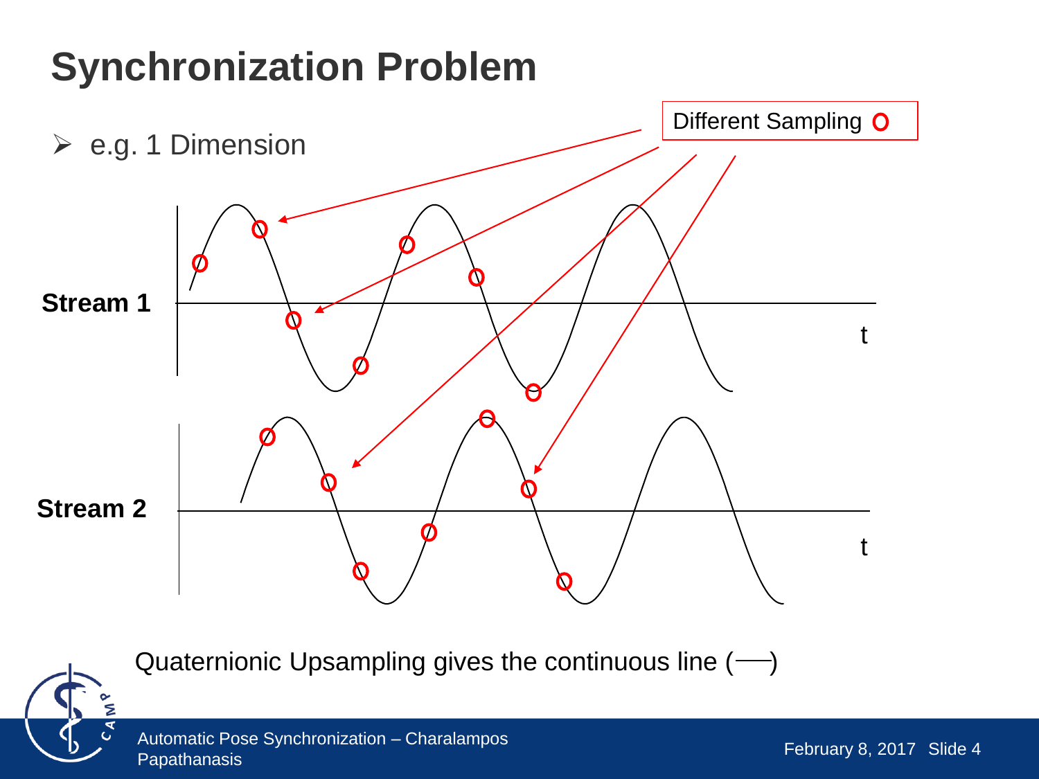# Synchronization Problem

- e.g. 1 Dimension

Different Sampling

Stream 1

Stream 2

Quaternionic Upsampling gives the continuous line (—)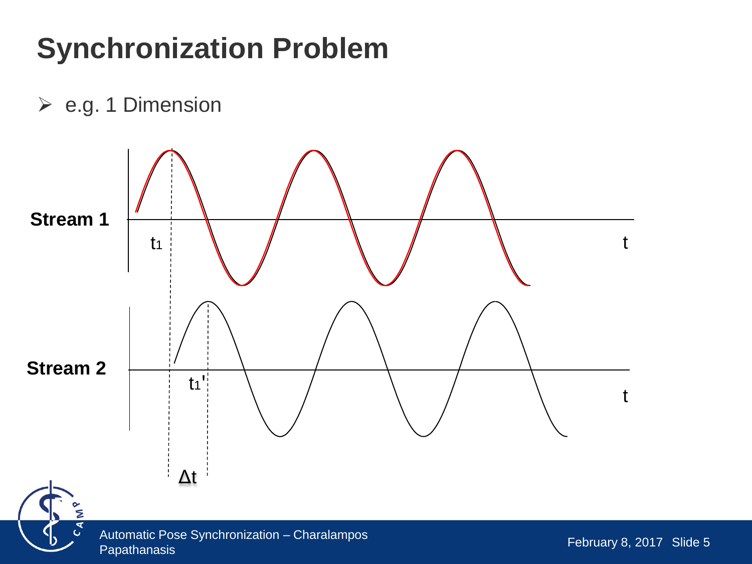# Synchronization Problem

- e.g. 1 Dimension

Stream 1

$t_1$

t

Stream 2

$t_1'$

t

$\Delta t$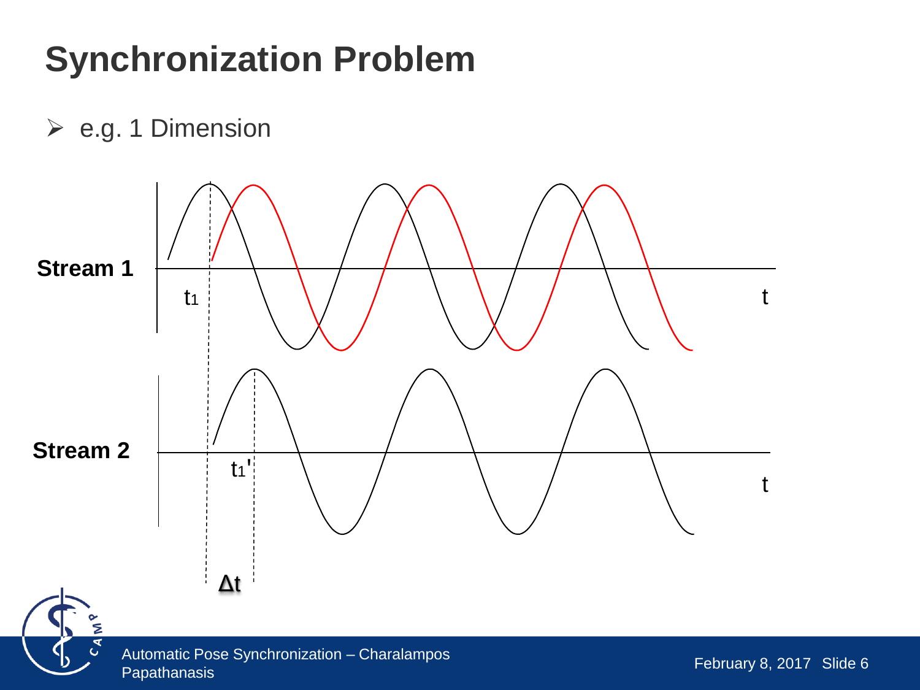# Synchronization Problem

- e.g. 1 Dimension

**Stream 1**

$t_1$

t

**Stream 2**

$t_1'$

t

$\Delta t$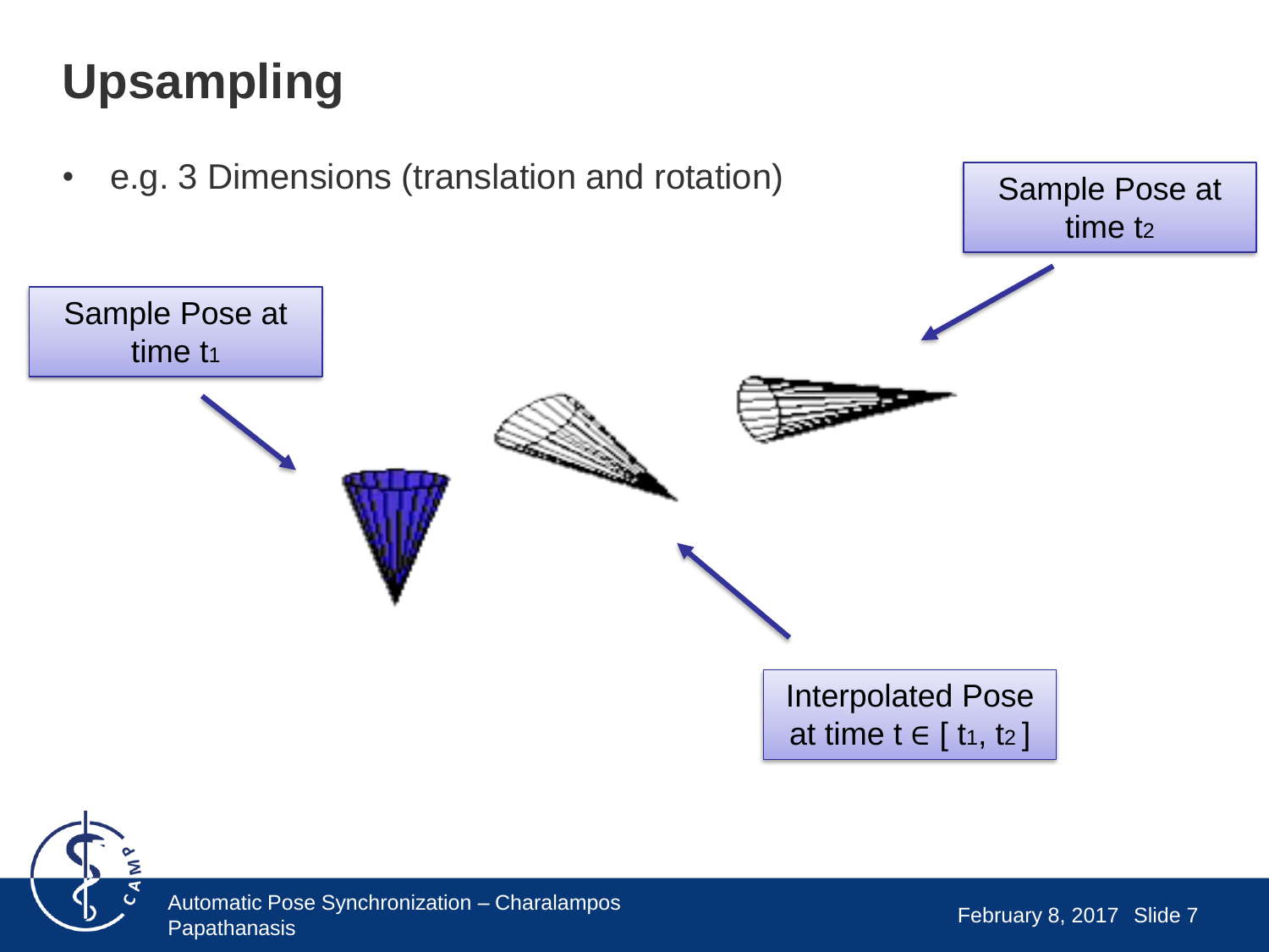# Upsampling

- e.g. 3 Dimensions (translation and rotation)

Sample Pose at time $t_1$

Sample Pose at time $t_2$

Interpolated Pose at time $t \in [ t_1, t_2 ]$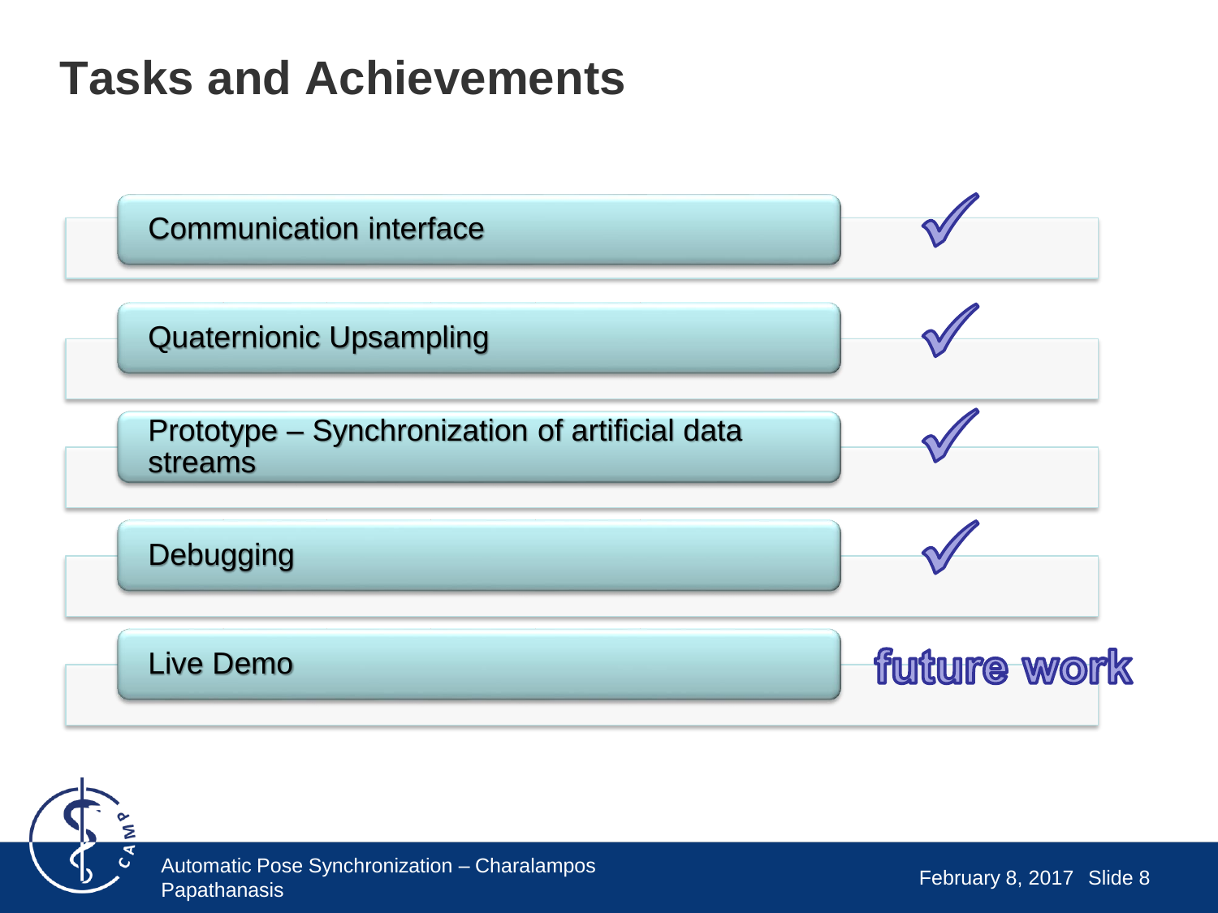# Tasks and Achievements

| Task | Status |
| --- | --- |
| Communication interface | ✓ |
| Quaternionic Upsampling | ✓ |
| Prototype – Synchronization of artificial data streams | ✓ |
| Debugging | ✓ |
| Live Demo | future work |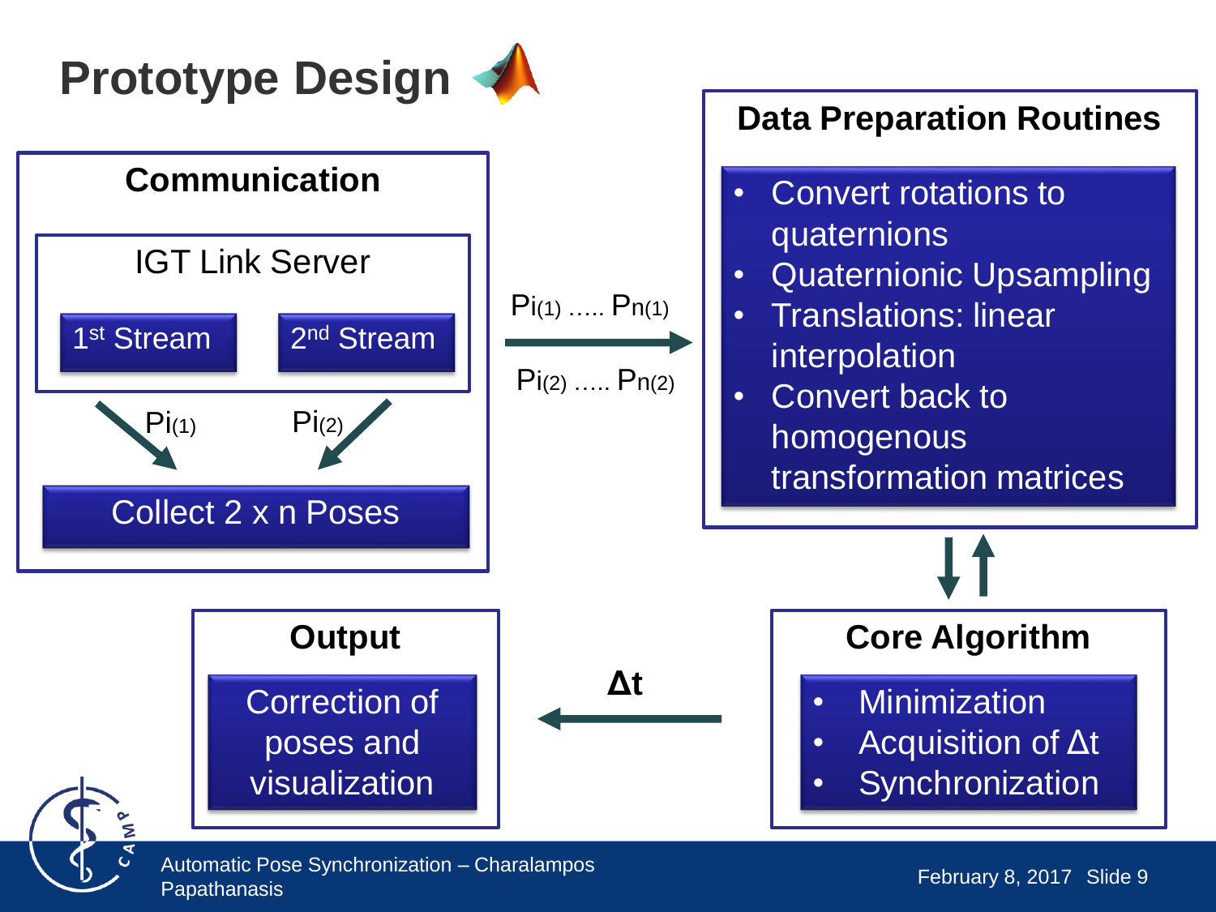# Prototype Design

## Communication

### IGT Link Server

- 1[st] Stream
- 2[nd] Stream

$P_{i(1)}$ $P_{i(2)}$

Collect 2 x n Poses

$P_{i(1)}$ ….. $P_{n(1)}$

$P_{i(2)}$ ….. $P_{n(2)}$

## Data Preparation Routines

- Convert rotations to quaternions
- Quaternionic Upsampling
- Translations: linear interpolation
- Convert back to homogenous transformation matrices

## Core Algorithm

- Minimization
- Acquisition of Δt
- Synchronization

Δt

## Output

Correction of poses and visualization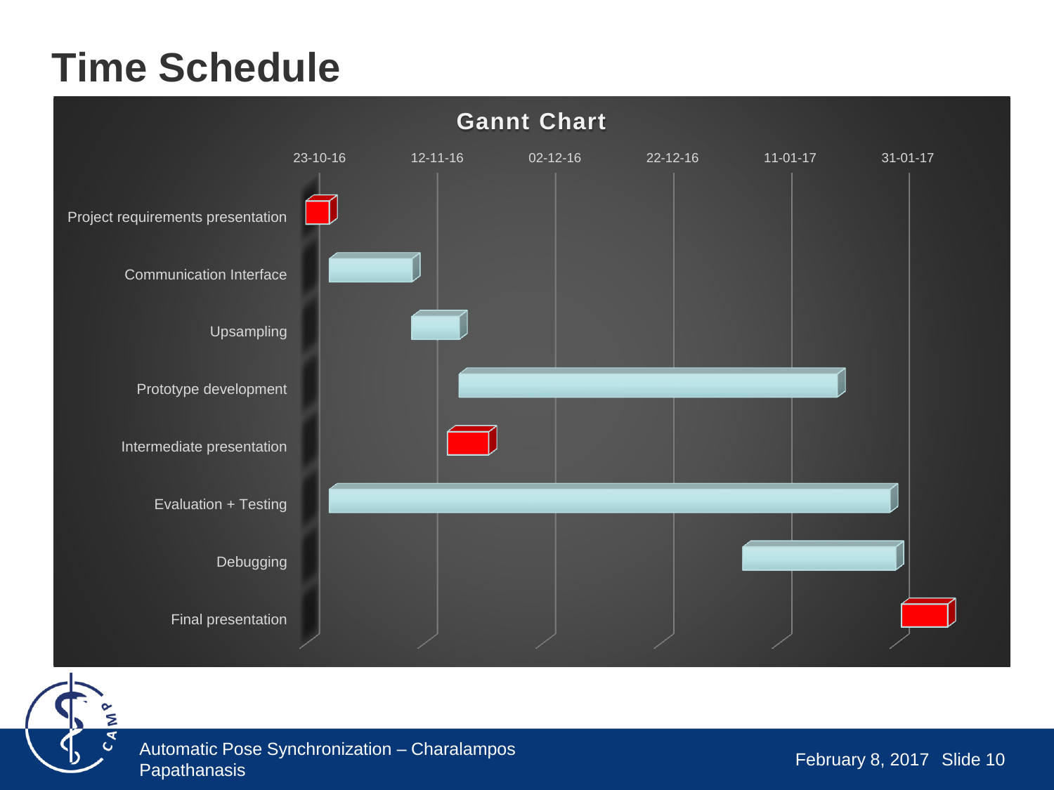# Time Schedule

**Gannt Chart**

23-10-16 | 12-11-16 | 02-12-16 | 22-12-16 | 11-01-17 | 31-01-17

- Project requirements presentation
- Communication Interface
- Upsampling
- Prototype development
- Intermediate presentation
- Evaluation + Testing
- Debugging
- Final presentation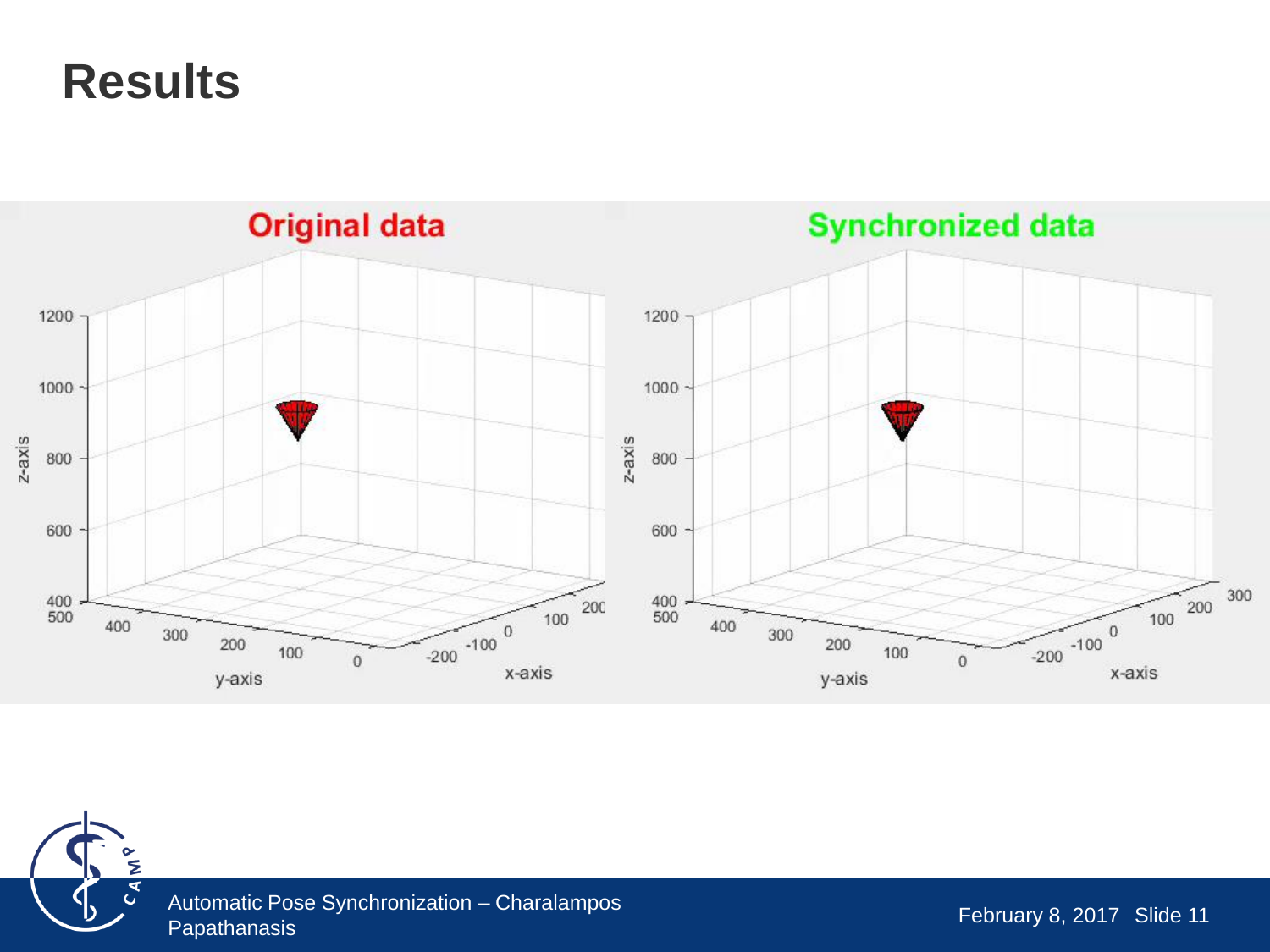# Results

Original data

Synchronized data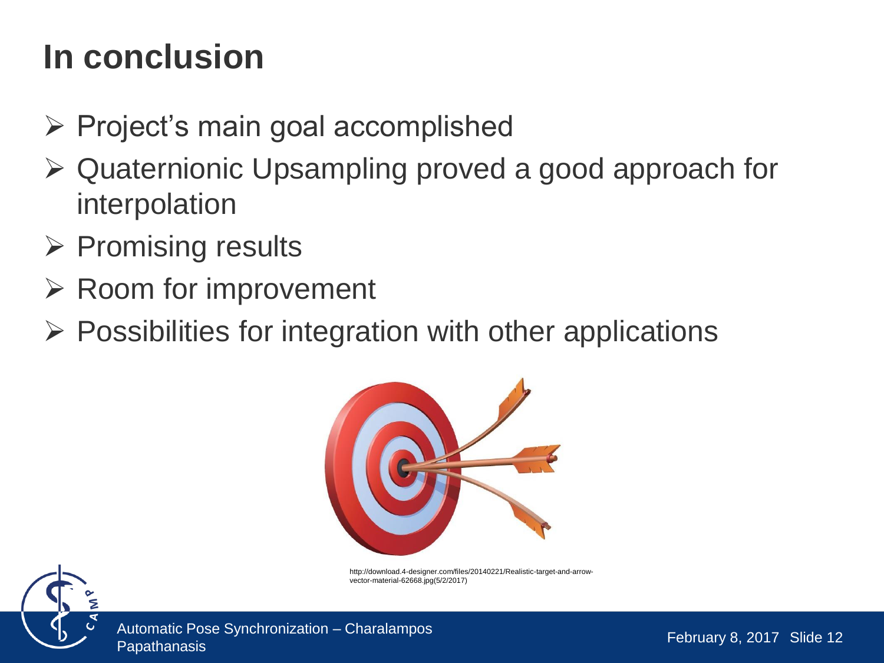# In conclusion

- Project's main goal accomplished
- Quaternionic Upsampling proved a good approach for interpolation
- Promising results
- Room for improvement
- Possibilities for integration with other applications

http://download.4-designer.com/files/20140221/Realistic-target-and-arrow-vector-material-62668.jpg(5/2/2017)